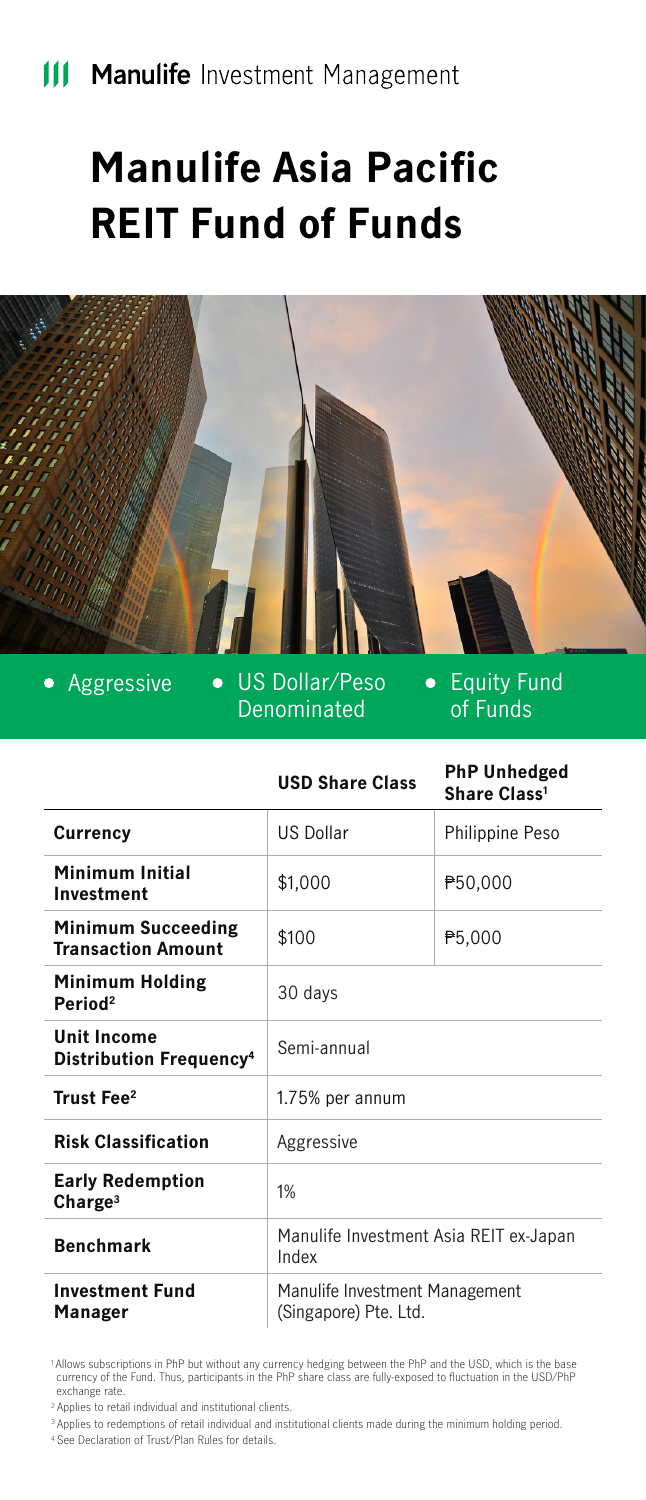Manulife Investment Management

# Manulife Asia Pacific REIT Fund of Funds

- Aggressive
- US Dollar/Peso Denominated
- Equity Fund of Funds

| | USD Share Class | PhP Unhedged Share Class[1] |
|---|---|---|
| **Currency** | US Dollar | Philippine Peso |
| **Minimum Initial Investment** | $1,000 | ₱50,000 |
| **Minimum Succeeding Transaction Amount** | $100 | ₱5,000 |
| **Minimum Holding Period**[2] | 30 days | |
| **Unit Income Distribution Frequency**[4] | Semi-annual | |
| **Trust Fee**[2] | 1.75% per annum | |
| **Risk Classification** | Aggressive | |
| **Early Redemption Charge**[3] | 1% | |
| **Benchmark** | Manulife Investment Asia REIT ex-Japan Index | |
| **Investment Fund Manager** | Manulife Investment Management (Singapore) Pte. Ltd. | |

[1] Allows subscriptions in PhP but without any currency hedging between the PhP and the USD, which is the base currency of the Fund. Thus, participants in the PhP share class are fully-exposed to fluctuation in the USD/PhP exchange rate.

[2] Applies to retail individual and institutional clients.

[3] Applies to redemptions of retail individual and institutional clients made during the minimum holding period.

[4] See Declaration of Trust/Plan Rules for details.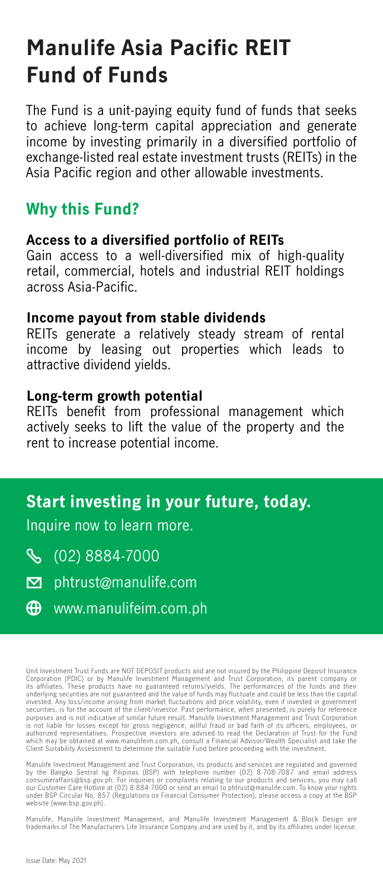# Manulife Asia Pacific REIT Fund of Funds

The Fund is a unit-paying equity fund of funds that seeks to achieve long-term capital appreciation and generate income by investing primarily in a diversified portfolio of exchange-listed real estate investment trusts (REITs) in the Asia Pacific region and other allowable investments.

## Why this Fund?

### Access to a diversified portfolio of REITs

Gain access to a well-diversified mix of high-quality retail, commercial, hotels and industrial REIT holdings across Asia-Pacific.

### Income payout from stable dividends

REITs generate a relatively steady stream of rental income by leasing out properties which leads to attractive dividend yields.

### Long-term growth potential

REITs benefit from professional management which actively seeks to lift the value of the property and the rent to increase potential income.

## Start investing in your future, today.

Inquire now to learn more.

- (02) 8884-7000
- phtrust@manulife.com
- www.manulifeim.com.ph

Unit Investment Trust Funds are NOT DEPOSIT products and are not insured by the Philippine Deposit Insurance Corporation (PDIC) or by Manulife Investment Management and Trust Corporation, its parent company or its affiliates. These products have no guaranteed returns/yields. The performances of the funds and their underlying securities are not guaranteed and the value of funds may fluctuate and could be less than the capital invested. Any loss/income arising from market fluctuations and price volatility, even if invested in government securities, is for the account of the client/investor. Past performance, when presented, is purely for reference purposes and is not indicative of similar future result. Manulife Investment Management and Trust Corporation is not liable for losses except for gross negligence, willful fraud or bad faith of its officers, employees, or authorized representatives. Prospective investors are advised to read the Declaration of Trust for the Fund which may be obtained at www.manulifeim.com.ph, consult a Financial Advisor/Wealth Specialist and take the Client Suitability Assessment to determine the suitable Fund before proceeding with the investment.

Manulife Investment Management and Trust Corporation, its products and services are regulated and governed by the Bangko Sentral ng Pilipinas (BSP) with telephone number (02) 8-708-7087 and email address consumeraffairs@bsp.gov.ph. For inquiries or complaints relating to our products and services, you may call our Customer Care Hotline at (02) 8-884-7000 or send an email to phtrust@manulife.com. To know your rights under BSP Circular No. 857 (Regulations on Financial Consumer Protection), please access a copy at the BSP website (www.bsp.gov.ph).

Manulife, Manulife Investment Management, and Manulife Investment Management & Block Design are trademarks of The Manufacturers Life Insurance Company and are used by it, and by its affiliates under license.

Issue Date: May 2021